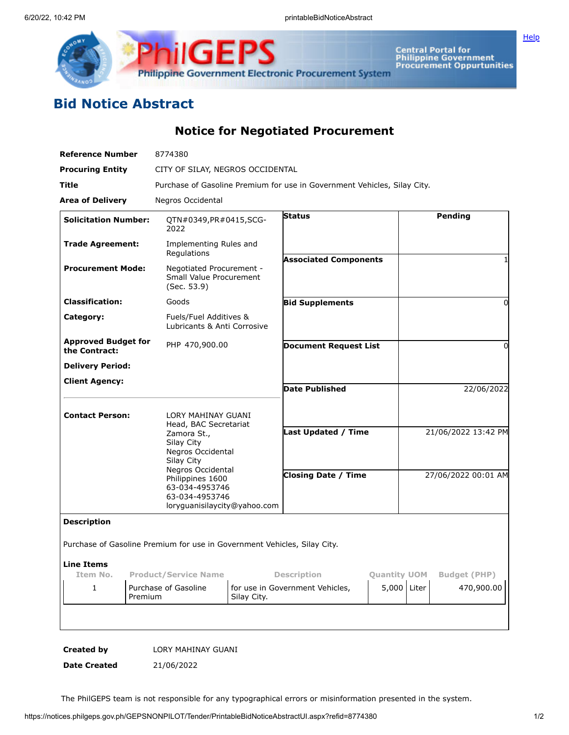# Bid Notice Abstract

## Notice for Negotiated Procurement

| | |
|---|---|
| **Reference Number** | 8774380 |
| **Procuring Entity** | CITY OF SILAY, NEGROS OCCIDENTAL |
| **Title** | Purchase of Gasoline Premium for use in Government Vehicles, Silay City. |
| **Area of Delivery** | Negros Occidental |

| | | | |
|---|---|---|---|
| **Solicitation Number:** | QTN#0349,PR#0415,SCG-2022 | **Status** | Pending |
| **Trade Agreement:** | Implementing Rules and Regulations | **Associated Components** | 1 |
| **Procurement Mode:** | Negotiated Procurement - Small Value Procurement (Sec. 53.9) | **Bid Supplements** | 0 |
| **Classification:** | Goods | **Document Request List** | 0 |
| **Category:** | Fuels/Fuel Additives & Lubricants & Anti Corrosive | **Date Published** | 22/06/2022 |
| **Approved Budget for the Contract:** | PHP 470,900.00 | **Last Updated / Time** | 21/06/2022 13:42 PM |
| **Delivery Period:** | | **Closing Date / Time** | 27/06/2022 00:01 AM |
| **Client Agency:** | | | |
| **Contact Person:** | LORY MAHINAY GUANI<br>Head, BAC Secretariat<br>Zamora St.,<br>Silay City<br>Negros Occidental<br>Silay City<br>Negros Occidental<br>Philippines 1600<br>63-034-4953746<br>63-034-4953746<br>loryguanisilaycity@yahoo.com | | |

**Description**

Purchase of Gasoline Premium for use in Government Vehicles, Silay City.

**Line Items**

| Item No. | Product/Service Name | Description | Quantity | UOM | Budget (PHP) |
|---|---|---|---|---|---|
| 1 | Purchase of Gasoline Premium | for use in Government Vehicles, Silay City. | 5,000 | Liter | 470,900.00 |

| | |
|---|---|
| **Created by** | LORY MAHINAY GUANI |
| **Date Created** | 21/06/2022 |

The PhilGEPS team is not responsible for any typographical errors or misinformation presented in the system.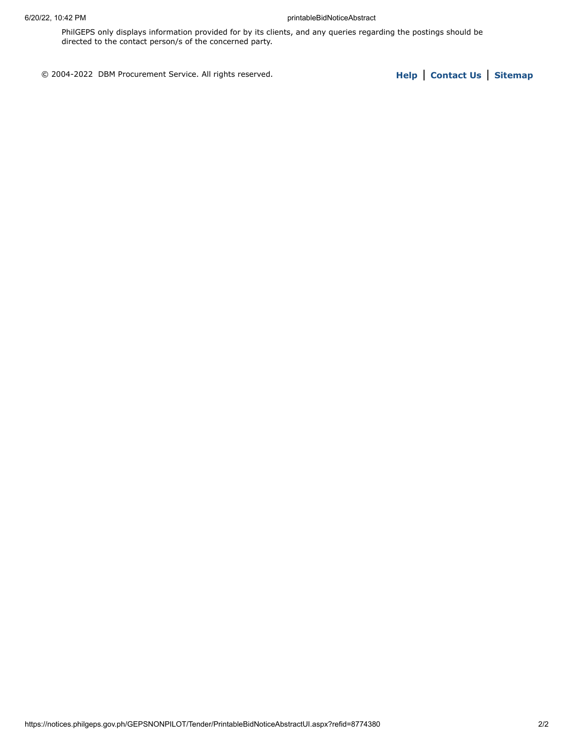PhilGEPS only displays information provided for by its clients, and any queries regarding the postings should be directed to the contact person/s of the concerned party.

© 2004-2022 DBM Procurement Service. All rights reserved.

**Help** | **Contact Us** | **Sitemap**